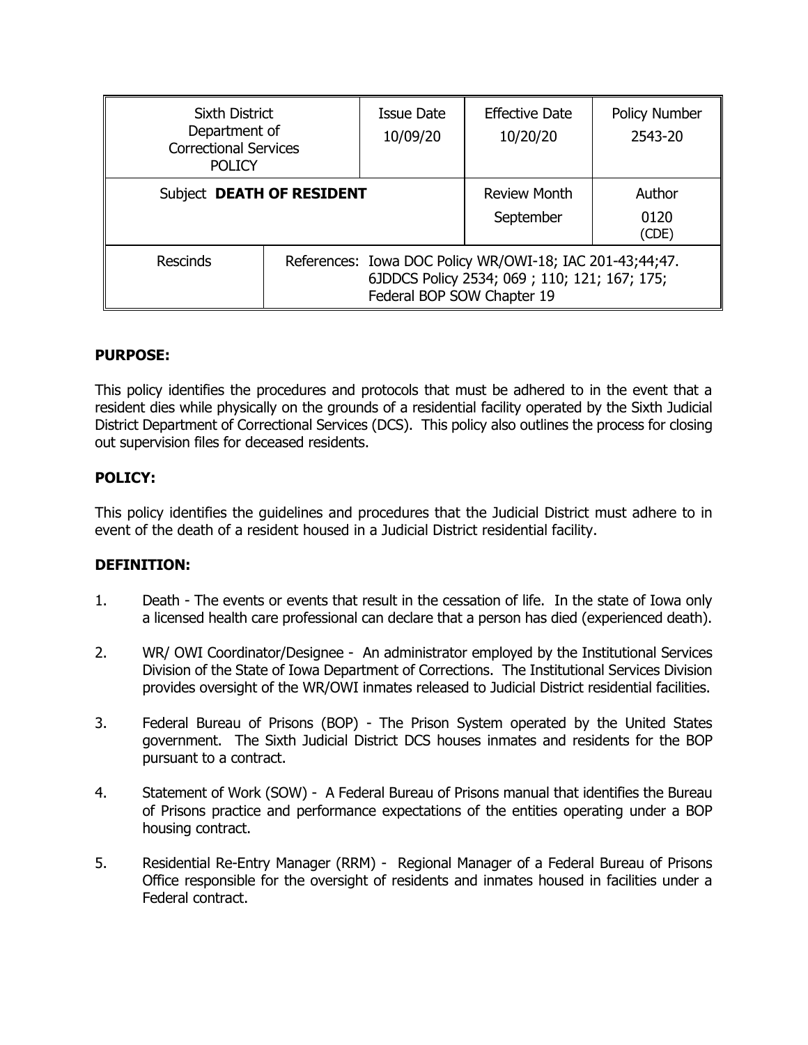| Sixth District Department of Correctional Services POLICY | | Issue Date 10/09/20 | Effective Date 10/20/20 | Policy Number 2543-20 |
|---|---|---|---|---|
| Subject **DEATH OF RESIDENT** | | | Review Month September | Author 0120 (CDE) |
| Rescinds | References: Iowa DOC Policy WR/OWI-18; IAC 201-43;44;47. 6JDDCS Policy 2534; 069 ; 110; 121; 167; 175; Federal BOP SOW Chapter 19 | | | |

**PURPOSE:**

This policy identifies the procedures and protocols that must be adhered to in the event that a resident dies while physically on the grounds of a residential facility operated by the Sixth Judicial District Department of Correctional Services (DCS). This policy also outlines the process for closing out supervision files for deceased residents.

**POLICY:**

This policy identifies the guidelines and procedures that the Judicial District must adhere to in event of the death of a resident housed in a Judicial District residential facility.

**DEFINITION:**

1. Death - The events or events that result in the cessation of life. In the state of Iowa only a licensed health care professional can declare that a person has died (experienced death).
2. WR/ OWI Coordinator/Designee - An administrator employed by the Institutional Services Division of the State of Iowa Department of Corrections. The Institutional Services Division provides oversight of the WR/OWI inmates released to Judicial District residential facilities.
3. Federal Bureau of Prisons (BOP) - The Prison System operated by the United States government. The Sixth Judicial District DCS houses inmates and residents for the BOP pursuant to a contract.
4. Statement of Work (SOW) - A Federal Bureau of Prisons manual that identifies the Bureau of Prisons practice and performance expectations of the entities operating under a BOP housing contract.
5. Residential Re-Entry Manager (RRM) - Regional Manager of a Federal Bureau of Prisons Office responsible for the oversight of residents and inmates housed in facilities under a Federal contract.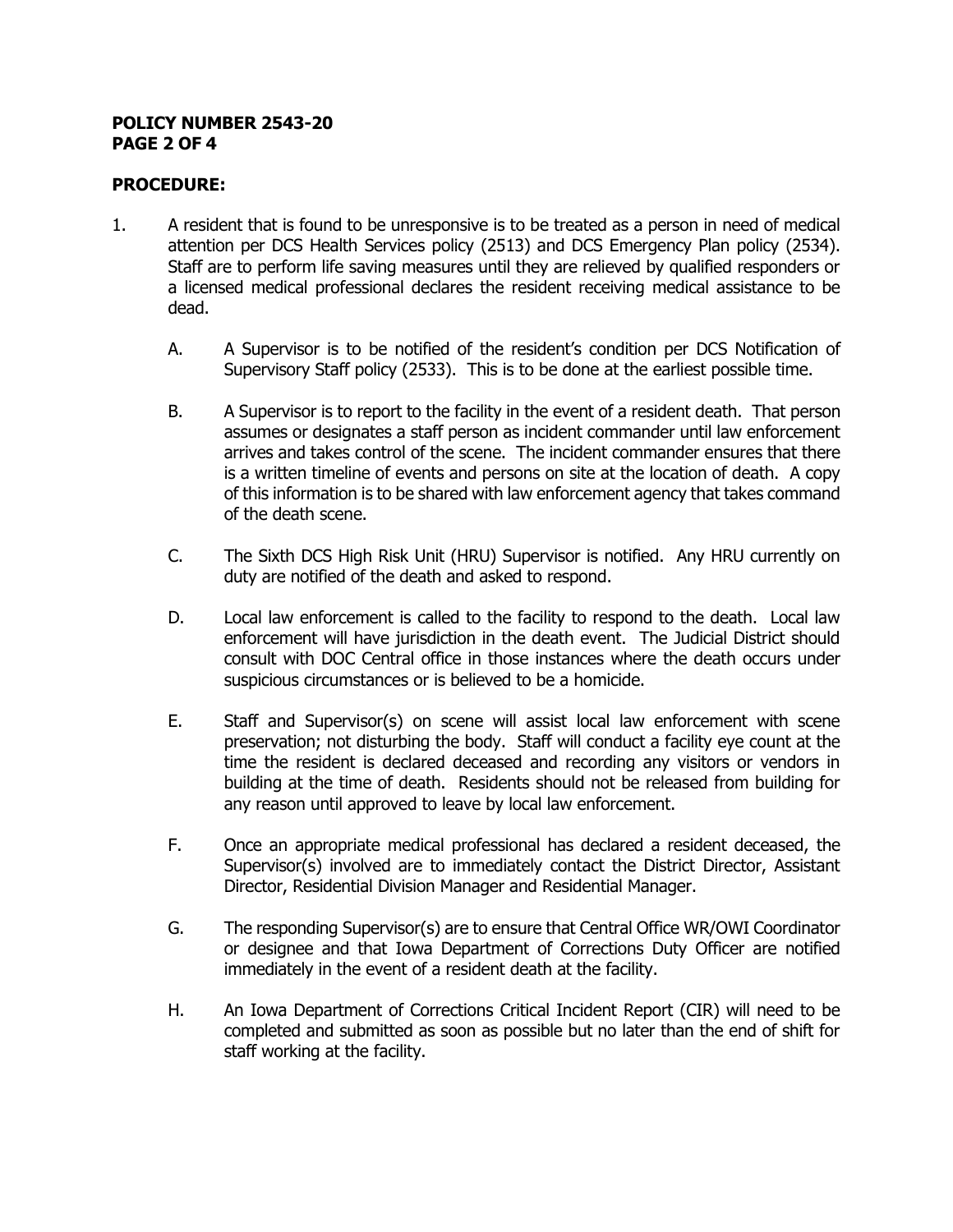**POLICY NUMBER 2543-20**

## PROCEDURE:

1. A resident that is found to be unresponsive is to be treated as a person in need of medical attention per DCS Health Services policy (2513) and DCS Emergency Plan policy (2534). Staff are to perform life saving measures until they are relieved by qualified responders or a licensed medical professional declares the resident receiving medical assistance to be dead.

   A. A Supervisor is to be notified of the resident's condition per DCS Notification of Supervisory Staff policy (2533). This is to be done at the earliest possible time.

   B. A Supervisor is to report to the facility in the event of a resident death. That person assumes or designates a staff person as incident commander until law enforcement arrives and takes control of the scene. The incident commander ensures that there is a written timeline of events and persons on site at the location of death. A copy of this information is to be shared with law enforcement agency that takes command of the death scene.

   C. The Sixth DCS High Risk Unit (HRU) Supervisor is notified. Any HRU currently on duty are notified of the death and asked to respond.

   D. Local law enforcement is called to the facility to respond to the death. Local law enforcement will have jurisdiction in the death event. The Judicial District should consult with DOC Central office in those instances where the death occurs under suspicious circumstances or is believed to be a homicide.

   E. Staff and Supervisor(s) on scene will assist local law enforcement with scene preservation; not disturbing the body. Staff will conduct a facility eye count at the time the resident is declared deceased and recording any visitors or vendors in building at the time of death. Residents should not be released from building for any reason until approved to leave by local law enforcement.

   F. Once an appropriate medical professional has declared a resident deceased, the Supervisor(s) involved are to immediately contact the District Director, Assistant Director, Residential Division Manager and Residential Manager.

   G. The responding Supervisor(s) are to ensure that Central Office WR/OWI Coordinator or designee and that Iowa Department of Corrections Duty Officer are notified immediately in the event of a resident death at the facility.

   H. An Iowa Department of Corrections Critical Incident Report (CIR) will need to be completed and submitted as soon as possible but no later than the end of shift for staff working at the facility.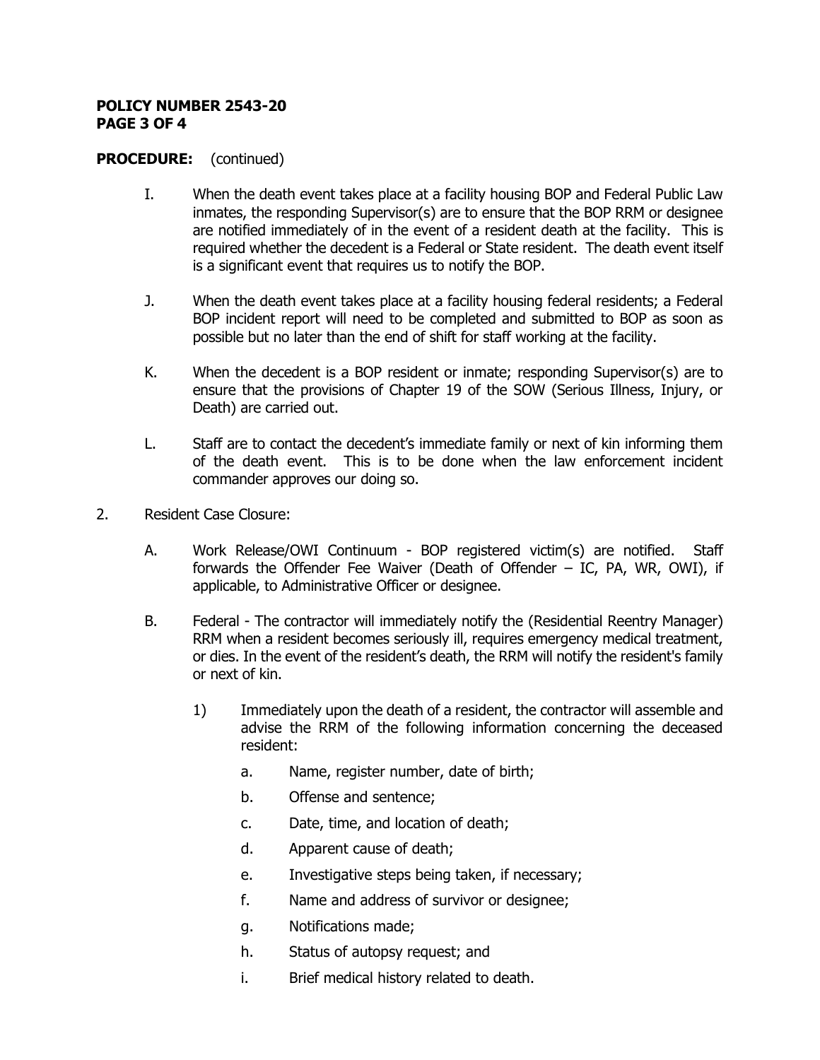**PROCEDURE:** (continued)

I. When the death event takes place at a facility housing BOP and Federal Public Law inmates, the responding Supervisor(s) are to ensure that the BOP RRM or designee are notified immediately of in the event of a resident death at the facility. This is required whether the decedent is a Federal or State resident. The death event itself is a significant event that requires us to notify the BOP.

J. When the death event takes place at a facility housing federal residents; a Federal BOP incident report will need to be completed and submitted to BOP as soon as possible but no later than the end of shift for staff working at the facility.

K. When the decedent is a BOP resident or inmate; responding Supervisor(s) are to ensure that the provisions of Chapter 19 of the SOW (Serious Illness, Injury, or Death) are carried out.

L. Staff are to contact the decedent's immediate family or next of kin informing them of the death event. This is to be done when the law enforcement incident commander approves our doing so.

2. Resident Case Closure:

   A. Work Release/OWI Continuum - BOP registered victim(s) are notified. Staff forwards the Offender Fee Waiver (Death of Offender – IC, PA, WR, OWI), if applicable, to Administrative Officer or designee.

   B. Federal - The contractor will immediately notify the (Residential Reentry Manager) RRM when a resident becomes seriously ill, requires emergency medical treatment, or dies. In the event of the resident's death, the RRM will notify the resident's family or next of kin.

      1) Immediately upon the death of a resident, the contractor will assemble and advise the RRM of the following information concerning the deceased resident:

         a. Name, register number, date of birth;
         b. Offense and sentence;
         c. Date, time, and location of death;
         d. Apparent cause of death;
         e. Investigative steps being taken, if necessary;
         f. Name and address of survivor or designee;
         g. Notifications made;
         h. Status of autopsy request; and
         i. Brief medical history related to death.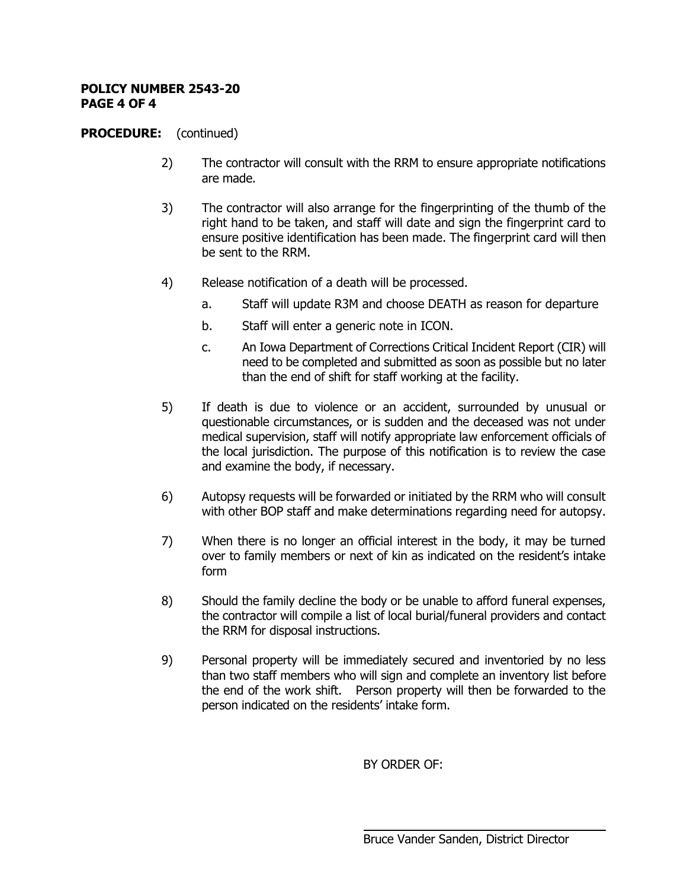**PROCEDURE:** (continued)

2) The contractor will consult with the RRM to ensure appropriate notifications are made.

3) The contractor will also arrange for the fingerprinting of the thumb of the right hand to be taken, and staff will date and sign the fingerprint card to ensure positive identification has been made. The fingerprint card will then be sent to the RRM.

4) Release notification of a death will be processed.

   a. Staff will update R3M and choose DEATH as reason for departure

   b. Staff will enter a generic note in ICON.

   c. An Iowa Department of Corrections Critical Incident Report (CIR) will need to be completed and submitted as soon as possible but no later than the end of shift for staff working at the facility.

5) If death is due to violence or an accident, surrounded by unusual or questionable circumstances, or is sudden and the deceased was not under medical supervision, staff will notify appropriate law enforcement officials of the local jurisdiction. The purpose of this notification is to review the case and examine the body, if necessary.

6) Autopsy requests will be forwarded or initiated by the RRM who will consult with other BOP staff and make determinations regarding need for autopsy.

7) When there is no longer an official interest in the body, it may be turned over to family members or next of kin as indicated on the resident's intake form

8) Should the family decline the body or be unable to afford funeral expenses, the contractor will compile a list of local burial/funeral providers and contact the RRM for disposal instructions.

9) Personal property will be immediately secured and inventoried by no less than two staff members who will sign and complete an inventory list before the end of the work shift. Person property will then be forwarded to the person indicated on the residents' intake form.

BY ORDER OF:

Bruce Vander Sanden, District Director